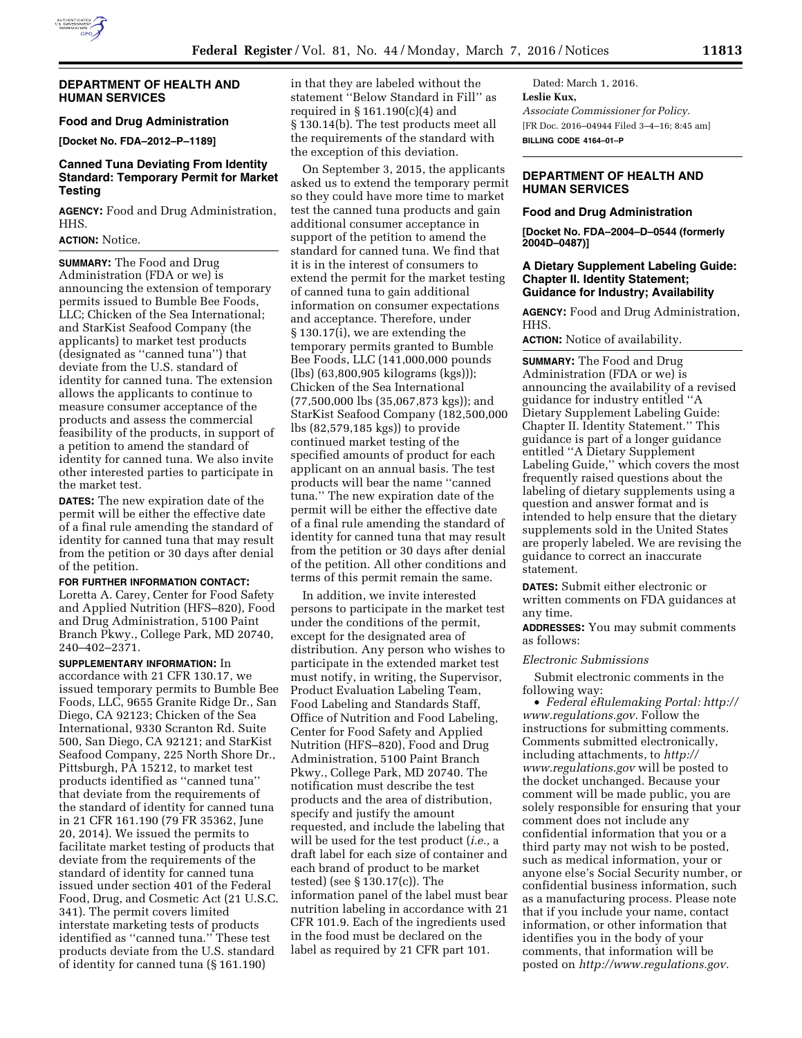## DEPARTMENT OF HEALTH AND HUMAN SERVICES

### Food and Drug Administration

**[Docket No. FDA–2012–P–1189]**

### Canned Tuna Deviating From Identity Standard: Temporary Permit for Market Testing

**AGENCY:** Food and Drug Administration, HHS.

**ACTION:** Notice.

**SUMMARY:** The Food and Drug Administration (FDA or we) is announcing the extension of temporary permits issued to Bumble Bee Foods, LLC; Chicken of the Sea International; and StarKist Seafood Company (the applicants) to market test products (designated as ''canned tuna'') that deviate from the U.S. standard of identity for canned tuna. The extension allows the applicants to continue to measure consumer acceptance of the products and assess the commercial feasibility of the products, in support of a petition to amend the standard of identity for canned tuna. We also invite other interested parties to participate in the market test.

**DATES:** The new expiration date of the permit will be either the effective date of a final rule amending the standard of identity for canned tuna that may result from the petition or 30 days after denial of the petition.

**FOR FURTHER INFORMATION CONTACT:** Loretta A. Carey, Center for Food Safety and Applied Nutrition (HFS–820), Food and Drug Administration, 5100 Paint Branch Pkwy., College Park, MD 20740, 240–402–2371.

**SUPPLEMENTARY INFORMATION:** In accordance with 21 CFR 130.17, we issued temporary permits to Bumble Bee Foods, LLC, 9655 Granite Ridge Dr., San Diego, CA 92123; Chicken of the Sea International, 9330 Scranton Rd. Suite 500, San Diego, CA 92121; and StarKist Seafood Company, 225 North Shore Dr., Pittsburgh, PA 15212, to market test products identified as ''canned tuna'' that deviate from the requirements of the standard of identity for canned tuna in 21 CFR 161.190 (79 FR 35362, June 20, 2014). We issued the permits to facilitate market testing of products that deviate from the requirements of the standard of identity for canned tuna issued under section 401 of the Federal Food, Drug, and Cosmetic Act (21 U.S.C. 341). The permit covers limited interstate marketing tests of products identified as ''canned tuna.'' These test products deviate from the U.S. standard of identity for canned tuna (§ 161.190) in that they are labeled without the statement ''Below Standard in Fill'' as required in § 161.190(c)(4) and § 130.14(b). The test products meet all the requirements of the standard with the exception of this deviation.

On September 3, 2015, the applicants asked us to extend the temporary permit so they could have more time to market test the canned tuna products and gain additional consumer acceptance in support of the petition to amend the standard for canned tuna. We find that it is in the interest of consumers to extend the permit for the market testing of canned tuna to gain additional information on consumer expectations and acceptance. Therefore, under § 130.17(i), we are extending the temporary permits granted to Bumble Bee Foods, LLC (141,000,000 pounds (lbs) (63,800,905 kilograms (kgs))); Chicken of the Sea International (77,500,000 lbs (35,067,873 kgs)); and StarKist Seafood Company (182,500,000 lbs (82,579,185 kgs)) to provide continued market testing of the specified amounts of product for each applicant on an annual basis. The test products will bear the name ''canned tuna.'' The new expiration date of the permit will be either the effective date of a final rule amending the standard of identity for canned tuna that may result from the petition or 30 days after denial of the petition. All other conditions and terms of this permit remain the same.

In addition, we invite interested persons to participate in the market test under the conditions of the permit, except for the designated area of distribution. Any person who wishes to participate in the extended market test must notify, in writing, the Supervisor, Product Evaluation Labeling Team, Food Labeling and Standards Staff, Office of Nutrition and Food Labeling, Center for Food Safety and Applied Nutrition (HFS–820), Food and Drug Administration, 5100 Paint Branch Pkwy., College Park, MD 20740. The notification must describe the test products and the area of distribution, specify and justify the amount requested, and include the labeling that will be used for the test product (*i.e.,* a draft label for each size of container and each brand of product to be market tested) (see § 130.17(c)). The information panel of the label must bear nutrition labeling in accordance with 21 CFR 101.9. Each of the ingredients used in the food must be declared on the label as required by 21 CFR part 101.

Dated: March 1, 2016.

**Leslie Kux,**

*Associate Commissioner for Policy.*

[FR Doc. 2016–04944 Filed 3–4–16; 8:45 am]

**BILLING CODE 4164–01–P**

## DEPARTMENT OF HEALTH AND HUMAN SERVICES

### Food and Drug Administration

**[Docket No. FDA–2004–D–0544 (formerly 2004D–0487)]**

### A Dietary Supplement Labeling Guide: Chapter II. Identity Statement; Guidance for Industry; Availability

**AGENCY:** Food and Drug Administration, HHS.

**ACTION:** Notice of availability.

**SUMMARY:** The Food and Drug Administration (FDA or we) is announcing the availability of a revised guidance for industry entitled ''A Dietary Supplement Labeling Guide: Chapter II. Identity Statement.'' This guidance is part of a longer guidance entitled ''A Dietary Supplement Labeling Guide,'' which covers the most frequently raised questions about the labeling of dietary supplements using a question and answer format and is intended to help ensure that the dietary supplements sold in the United States are properly labeled. We are revising the guidance to correct an inaccurate statement.

**DATES:** Submit either electronic or written comments on FDA guidances at any time.

**ADDRESSES:** You may submit comments as follows:

*Electronic Submissions*

Submit electronic comments in the following way:

- *Federal eRulemaking Portal: http://www.regulations.gov.* Follow the instructions for submitting comments. Comments submitted electronically, including attachments, to *http://www.regulations.gov* will be posted to the docket unchanged. Because your comment will be made public, you are solely responsible for ensuring that your comment does not include any confidential information that you or a third party may not wish to be posted, such as medical information, your or anyone else's Social Security number, or confidential business information, such as a manufacturing process. Please note that if you include your name, contact information, or other information that identifies you in the body of your comments, that information will be posted on *http://www.regulations.gov.*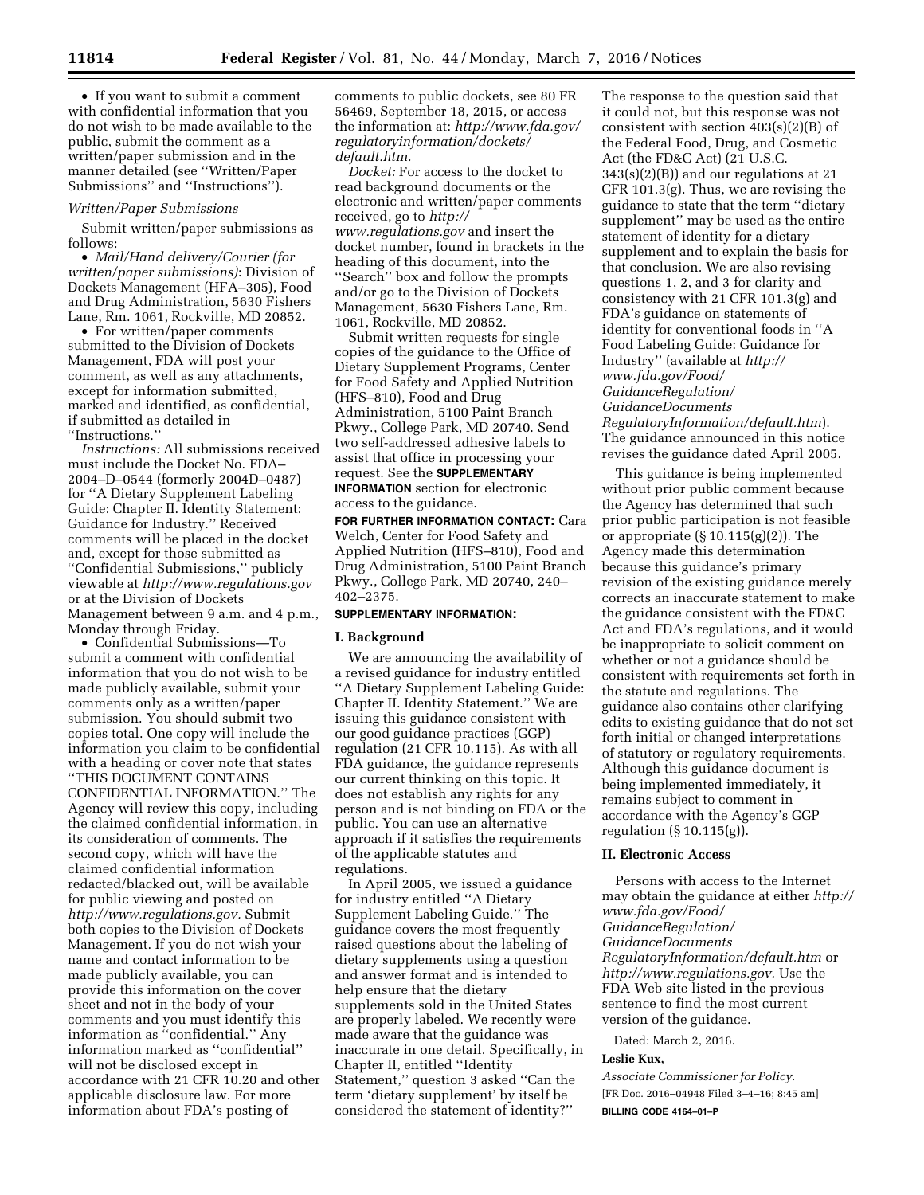- If you want to submit a comment with confidential information that you do not wish to be made available to the public, submit the comment as a written/paper submission and in the manner detailed (see "Written/Paper Submissions" and "Instructions").

*Written/Paper Submissions*

Submit written/paper submissions as follows:

- *Mail/Hand delivery/Courier (for written/paper submissions)*: Division of Dockets Management (HFA–305), Food and Drug Administration, 5630 Fishers Lane, Rm. 1061, Rockville, MD 20852.
- For written/paper comments submitted to the Division of Dockets Management, FDA will post your comment, as well as any attachments, except for information submitted, marked and identified, as confidential, if submitted as detailed in "Instructions."

*Instructions:* All submissions received must include the Docket No. FDA–2004–D–0544 (formerly 2004D–0487) for "A Dietary Supplement Labeling Guide: Chapter II. Identity Statement: Guidance for Industry." Received comments will be placed in the docket and, except for those submitted as "Confidential Submissions," publicly viewable at *http://www.regulations.gov* or at the Division of Dockets Management between 9 a.m. and 4 p.m., Monday through Friday.

- Confidential Submissions—To submit a comment with confidential information that you do not wish to be made publicly available, submit your comments only as a written/paper submission. You should submit two copies total. One copy will include the information you claim to be confidential with a heading or cover note that states "THIS DOCUMENT CONTAINS CONFIDENTIAL INFORMATION." The Agency will review this copy, including the claimed confidential information, in its consideration of comments. The second copy, which will have the claimed confidential information redacted/blacked out, will be available for public viewing and posted on *http://www.regulations.gov.* Submit both copies to the Division of Dockets Management. If you do not wish your name and contact information to be made publicly available, you can provide this information on the cover sheet and not in the body of your comments and you must identify this information as "confidential." Any information marked as "confidential" will not be disclosed except in accordance with 21 CFR 10.20 and other applicable disclosure law. For more information about FDA's posting of comments to public dockets, see 80 FR 56469, September 18, 2015, or access the information at: *http://www.fda.gov/regulatoryinformation/dockets/default.htm.*

*Docket:* For access to the docket to read background documents or the electronic and written/paper comments received, go to *http://www.regulations.gov* and insert the docket number, found in brackets in the heading of this document, into the "Search" box and follow the prompts and/or go to the Division of Dockets Management, 5630 Fishers Lane, Rm. 1061, Rockville, MD 20852.

Submit written requests for single copies of the guidance to the Office of Dietary Supplement Programs, Center for Food Safety and Applied Nutrition (HFS–810), Food and Drug Administration, 5100 Paint Branch Pkwy., College Park, MD 20740. Send two self-addressed adhesive labels to assist that office in processing your request. See the **SUPPLEMENTARY INFORMATION** section for electronic access to the guidance.

**FOR FURTHER INFORMATION CONTACT:** Cara Welch, Center for Food Safety and Applied Nutrition (HFS–810), Food and Drug Administration, 5100 Paint Branch Pkwy., College Park, MD 20740, 240–402–2375.

**SUPPLEMENTARY INFORMATION:**

## I. Background

We are announcing the availability of a revised guidance for industry entitled "A Dietary Supplement Labeling Guide: Chapter II. Identity Statement." We are issuing this guidance consistent with our good guidance practices (GGP) regulation (21 CFR 10.115). As with all FDA guidance, the guidance represents our current thinking on this topic. It does not establish any rights for any person and is not binding on FDA or the public. You can use an alternative approach if it satisfies the requirements of the applicable statutes and regulations.

In April 2005, we issued a guidance for industry entitled "A Dietary Supplement Labeling Guide." The guidance covers the most frequently raised questions about the labeling of dietary supplements using a question and answer format and is intended to help ensure that the dietary supplements sold in the United States are properly labeled. We recently were made aware that the guidance was inaccurate in one detail. Specifically, in Chapter II, entitled "Identity Statement," question 3 asked "Can the term 'dietary supplement' by itself be considered the statement of identity?" The response to the question said that it could not, but this response was not consistent with section 403(s)(2)(B) of the Federal Food, Drug, and Cosmetic Act (the FD&C Act) (21 U.S.C. 343(s)(2)(B)) and our regulations at 21 CFR 101.3(g). Thus, we are revising the guidance to state that the term "dietary supplement" may be used as the entire statement of identity for a dietary supplement and to explain the basis for that conclusion. We are also revising questions 1, 2, and 3 for clarity and consistency with 21 CFR 101.3(g) and FDA's guidance on statements of identity for conventional foods in "A Food Labeling Guide: Guidance for Industry" (available at *http://www.fda.gov/Food/GuidanceRegulation/GuidanceDocumentsRegulatoryInformation/default.htm*). The guidance announced in this notice revises the guidance dated April 2005.

This guidance is being implemented without prior public comment because the Agency has determined that such prior public participation is not feasible or appropriate (§ 10.115(g)(2)). The Agency made this determination because this guidance's primary revision of the existing guidance merely corrects an inaccurate statement to make the guidance consistent with the FD&C Act and FDA's regulations, and it would be inappropriate to solicit comment on whether or not a guidance should be consistent with requirements set forth in the statute and regulations. The guidance also contains other clarifying edits to existing guidance that do not set forth initial or changed interpretations of statutory or regulatory requirements. Although this guidance document is being implemented immediately, it remains subject to comment in accordance with the Agency's GGP regulation (§ 10.115(g)).

## II. Electronic Access

Persons with access to the Internet may obtain the guidance at either *http://www.fda.gov/Food/GuidanceRegulation/GuidanceDocumentsRegulatoryInformation/default.htm* or *http://www.regulations.gov.* Use the FDA Web site listed in the previous sentence to find the most current version of the guidance.

Dated: March 2, 2016.

**Leslie Kux,**

*Associate Commissioner for Policy.*

[FR Doc. 2016–04948 Filed 3–4–16; 8:45 am]

**BILLING CODE 4164–01–P**